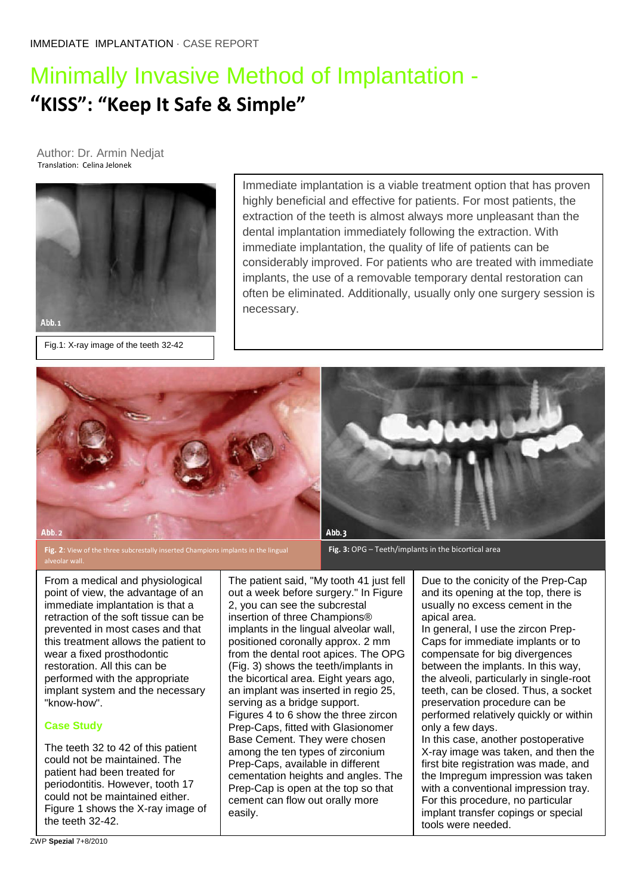IMMEDIATE IMPLANTATION · CASE REPORT

# Minimally Invasive Method of Implantation - "KISS": "Keep It Safe & Simple"

Author: Dr. Armin Nedjat
Translation: Celina Jelonek

Fig.1: X-ray image of the teeth 32-42

Immediate implantation is a viable treatment option that has proven highly beneficial and effective for patients. For most patients, the extraction of the teeth is almost always more unpleasant than the dental implantation immediately following the extraction. With immediate implantation, the quality of life of patients can be considerably improved. For patients who are treated with immediate implants, the use of a removable temporary dental restoration can often be eliminated. Additionally, usually only one surgery session is necessary.

**Fig. 2**: View of the three subcrestally inserted Champions implants in the lingual alveolar wall.

**Fig. 3:** OPG – Teeth/implants in the bicortical area

From a medical and physiological point of view, the advantage of an immediate implantation is that a retraction of the soft tissue can be prevented in most cases and that this treatment allows the patient to wear a fixed prosthodontic restoration. All this can be performed with the appropriate implant system and the necessary "know-how".

## Case Study

The teeth 32 to 42 of this patient could not be maintained. The patient had been treated for periodontitis. However, tooth 17 could not be maintained either. Figure 1 shows the X-ray image of the teeth 32-42.

The patient said, "My tooth 41 just fell out a week before surgery." In Figure 2, you can see the subcrestal insertion of three Champions® implants in the lingual alveolar wall, positioned coronally approx. 2 mm from the dental root apices. The OPG (Fig. 3) shows the teeth/implants in the bicortical area. Eight years ago, an implant was inserted in regio 25, serving as a bridge support.
Figures 4 to 6 show the three zircon Prep-Caps, fitted with Glasionomer Base Cement. They were chosen among the ten types of zirconium Prep-Caps, available in different cementation heights and angles. The Prep-Cap is open at the top so that cement can flow out orally more easily.

Due to the conicity of the Prep-Cap and its opening at the top, there is usually no excess cement in the apical area.
In general, I use the zircon Prep-Caps for immediate implants or to compensate for big divergences between the implants. In this way, the alveoli, particularly in single-root teeth, can be closed. Thus, a socket preservation procedure can be performed relatively quickly or within only a few days.
In this case, another postoperative X-ray image was taken, and then the first bite registration was made, and the Impregum impression was taken with a conventional impression tray. For this procedure, no particular implant transfer copings or special tools were needed.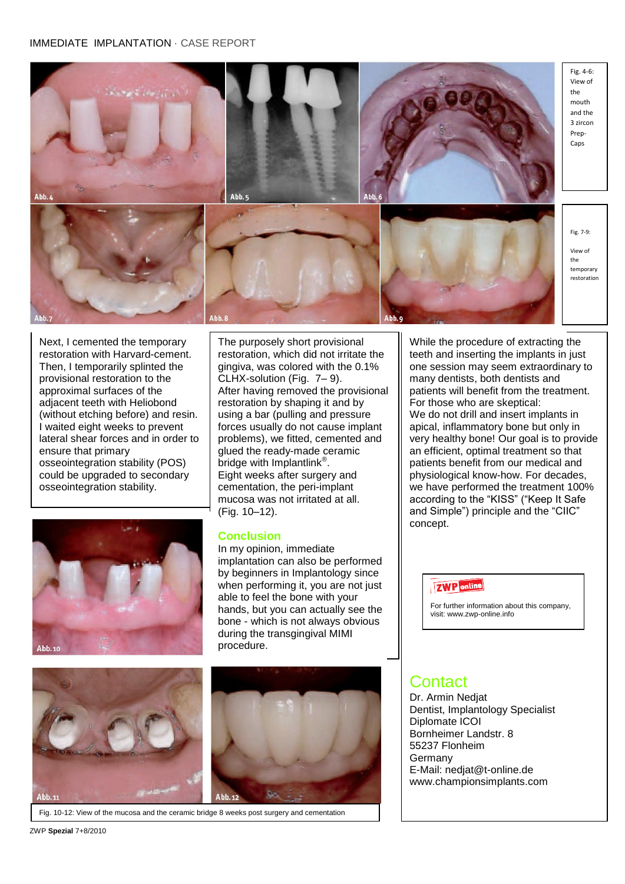Fig. 4-6: View of the mouth and the 3 zircon Prep-Caps

Fig. 7-9: View of the temporary restoration

Next, I cemented the temporary restoration with Harvard-cement. Then, I temporarily splinted the provisional restoration to the approximal surfaces of the adjacent teeth with Heliobond (without etching before) and resin. I waited eight weeks to prevent lateral shear forces and in order to ensure that primary osseointegration stability (POS) could be upgraded to secondary osseointegration stability.

The purposely short provisional restoration, which did not irritate the gingiva, was colored with the 0.1% CLHX-solution (Fig. 7– 9).
After having removed the provisional restoration by shaping it and by using a bar (pulling and pressure forces usually do not cause implant problems), we fitted, cemented and glued the ready-made ceramic bridge with Implantlink®.
Eight weeks after surgery and cementation, the peri-implant mucosa was not irritated at all. (Fig. 10–12).

## Conclusion

In my opinion, immediate implantation can also be performed by beginners in Implantology since when performing it, you are not just able to feel the bone with your hands, but you can actually see the bone - which is not always obvious during the transgingival MIMI procedure.

While the procedure of extracting the teeth and inserting the implants in just one session may seem extraordinary to many dentists, both dentists and patients will benefit from the treatment. For those who are skeptical:
We do not drill and insert implants in apical, inflammatory bone but only in very healthy bone! Our goal is to provide an efficient, optimal treatment so that patients benefit from our medical and physiological know-how. For decades, we have performed the treatment 100% according to the "KISS" ("Keep It Safe and Simple") principle and the "CIIC" concept.

ZWP online

For further information about this company, visit: www.zwp-online.info

Fig. 10-12: View of the mucosa and the ceramic bridge 8 weeks post surgery and cementation

## Contact

Dr. Armin Nedjat
Dentist, Implantology Specialist
Diplomate ICOI
Bornheimer Landstr. 8
55237 Flonheim
Germany
E-Mail: nedjat@t-online.de
www.championsimplants.com